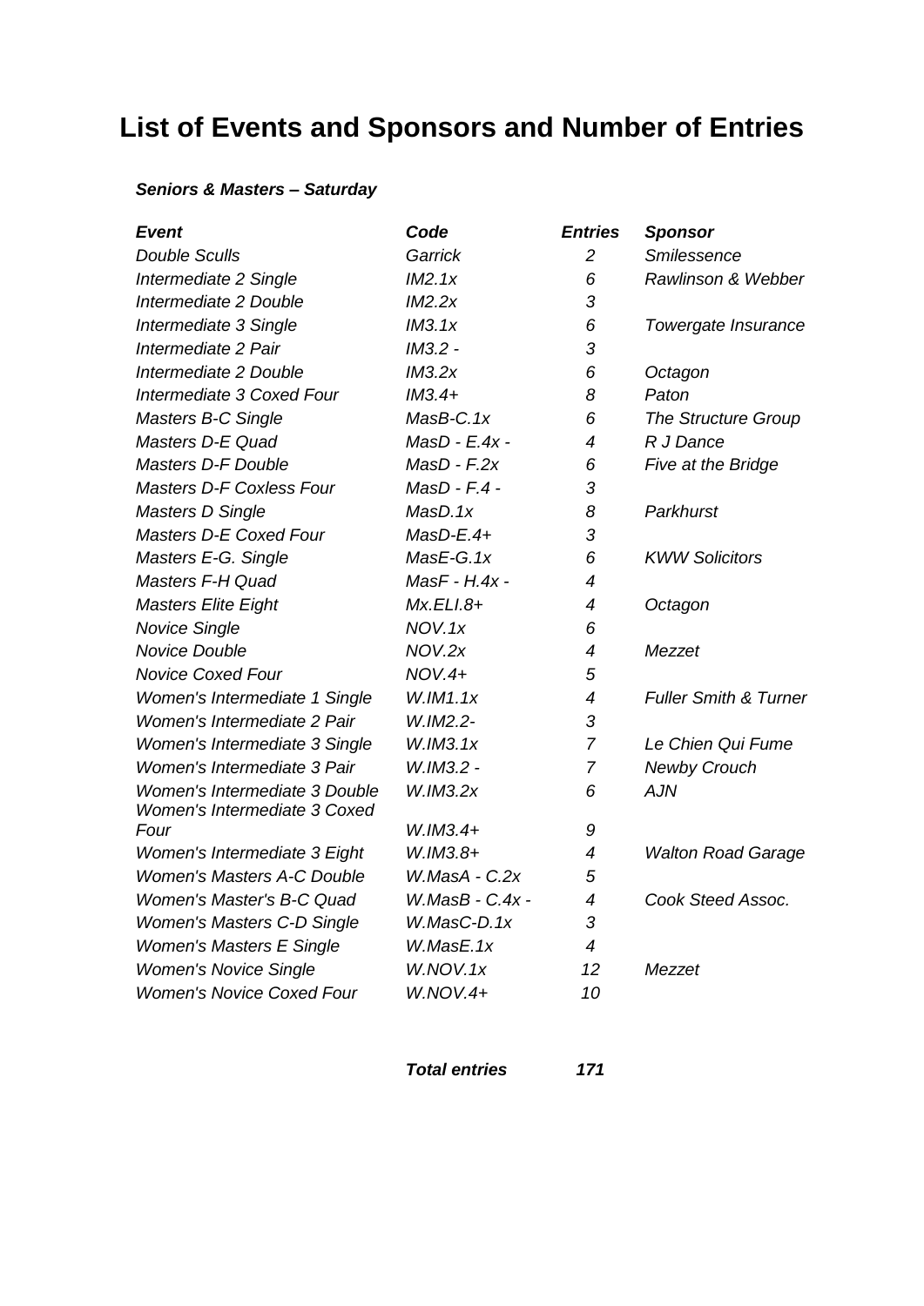# List of Events and Sponsors and Number of Entries

***Seniors & Masters – Saturday***

| *Event* | *Code* | *Entries* | *Sponsor* |
|---|---|---|---|
| *Double Sculls* | *Garrick* | *2* | *Smilessence* |
| *Intermediate 2 Single* | *IM2.1x* | *6* | *Rawlinson & Webber* |
| *Intermediate 2 Double* | *IM2.2x* | *3* | |
| *Intermediate 3 Single* | *IM3.1x* | *6* | *Towergate Insurance* |
| *Intermediate 2 Pair* | *IM3.2 -* | *3* | |
| *Intermediate 2 Double* | *IM3.2x* | *6* | *Octagon* |
| *Intermediate 3 Coxed Four* | *IM3.4+* | *8* | *Paton* |
| *Masters B-C Single* | *MasB-C.1x* | *6* | *The Structure Group* |
| *Masters D-E Quad* | *MasD - E.4x -* | *4* | *R J Dance* |
| *Masters D-F Double* | *MasD - F.2x* | *6* | *Five at the Bridge* |
| *Masters D-F Coxless Four* | *MasD - F.4 -* | *3* | |
| *Masters D Single* | *MasD.1x* | *8* | *Parkhurst* |
| *Masters D-E Coxed Four* | *MasD-E.4+* | *3* | |
| *Masters E-G. Single* | *MasE-G.1x* | *6* | *KWW Solicitors* |
| *Masters F-H Quad* | *MasF - H.4x -* | *4* | |
| *Masters Elite Eight* | *Mx.ELI.8+* | *4* | *Octagon* |
| *Novice Single* | *NOV.1x* | *6* | |
| *Novice Double* | *NOV.2x* | *4* | *Mezzet* |
| *Novice Coxed Four* | *NOV.4+* | *5* | |
| *Women's Intermediate 1 Single* | *W.IM1.1x* | *4* | *Fuller Smith & Turner* |
| *Women's Intermediate 2 Pair* | *W.IM2.2-* | *3* | |
| *Women's Intermediate 3 Single* | *W.IM3.1x* | *7* | *Le Chien Qui Fume* |
| *Women's Intermediate 3 Pair* | *W.IM3.2 -* | *7* | *Newby Crouch* |
| *Women's Intermediate 3 Double* | *W.IM3.2x* | *6* | *AJN* |
| *Women's Intermediate 3 Coxed Four* | *W.IM3.4+* | *9* | |
| *Women's Intermediate 3 Eight* | *W.IM3.8+* | *4* | *Walton Road Garage* |
| *Women's Masters A-C Double* | *W.MasA - C.2x* | *5* | |
| *Women's Master's B-C Quad* | *W.MasB - C.4x -* | *4* | *Cook Steed Assoc.* |
| *Women's Masters C-D Single* | *W.MasC-D.1x* | *3* | |
| *Women's Masters E Single* | *W.MasE.1x* | *4* | |
| *Women's Novice Single* | *W.NOV.1x* | *12* | *Mezzet* |
| *Women's Novice Coxed Four* | *W.NOV.4+* | *10* | |
| | ***Total entries*** | ***171*** | |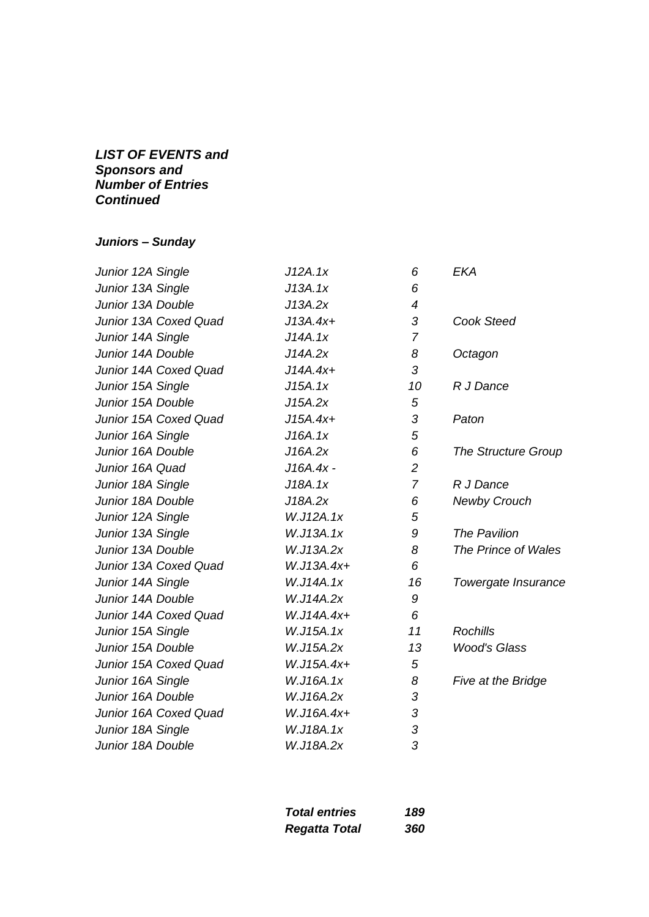***LIST OF EVENTS and Sponsors and Number of Entries Continued***

***Juniors – Sunday***

| | | | |
|---|---|---|---|
| *Junior 12A Single* | *J12A.1x* | *6* | *EKA* |
| *Junior 13A Single* | *J13A.1x* | *6* | |
| *Junior 13A Double* | *J13A.2x* | *4* | |
| *Junior 13A Coxed Quad* | *J13A.4x+* | *3* | *Cook Steed* |
| *Junior 14A Single* | *J14A.1x* | *7* | |
| *Junior 14A Double* | *J14A.2x* | *8* | *Octagon* |
| *Junior 14A Coxed Quad* | *J14A.4x+* | *3* | |
| *Junior 15A Single* | *J15A.1x* | *10* | *R J Dance* |
| *Junior 15A Double* | *J15A.2x* | *5* | |
| *Junior 15A Coxed Quad* | *J15A.4x+* | *3* | *Paton* |
| *Junior 16A Single* | *J16A.1x* | *5* | |
| *Junior 16A Double* | *J16A.2x* | *6* | *The Structure Group* |
| *Junior 16A Quad* | *J16A.4x -* | *2* | |
| *Junior 18A Single* | *J18A.1x* | *7* | *R J Dance* |
| *Junior 18A Double* | *J18A.2x* | *6* | *Newby Crouch* |
| *Junior 12A Single* | *W.J12A.1x* | *5* | |
| *Junior 13A Single* | *W.J13A.1x* | *9* | *The Pavilion* |
| *Junior 13A Double* | *W.J13A.2x* | *8* | *The Prince of Wales* |
| *Junior 13A Coxed Quad* | *W.J13A.4x+* | *6* | |
| *Junior 14A Single* | *W.J14A.1x* | *16* | *Towergate Insurance* |
| *Junior 14A Double* | *W.J14A.2x* | *9* | |
| *Junior 14A Coxed Quad* | *W.J14A.4x+* | *6* | |
| *Junior 15A Single* | *W.J15A.1x* | *11* | *Rochills* |
| *Junior 15A Double* | *W.J15A.2x* | *13* | *Wood's Glass* |
| *Junior 15A Coxed Quad* | *W.J15A.4x+* | *5* | |
| *Junior 16A Single* | *W.J16A.1x* | *8* | *Five at the Bridge* |
| *Junior 16A Double* | *W.J16A.2x* | *3* | |
| *Junior 16A Coxed Quad* | *W.J16A.4x+* | *3* | |
| *Junior 18A Single* | *W.J18A.1x* | *3* | |
| *Junior 18A Double* | *W.J18A.2x* | *3* | |

| | |
|---|---|
| ***Total entries*** | ***189*** |
| ***Regatta Total*** | ***360*** |